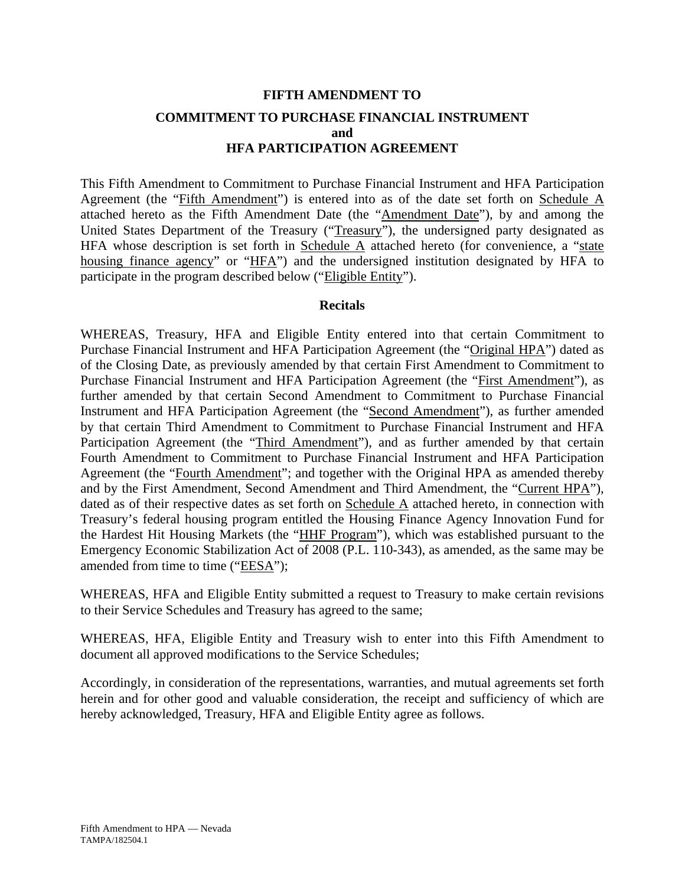**FIFTH AMENDMENT TO**

**COMMITMENT TO PURCHASE FINANCIAL INSTRUMENT**
**and**
**HFA PARTICIPATION AGREEMENT**

This Fifth Amendment to Commitment to Purchase Financial Instrument and HFA Participation Agreement (the "Fifth Amendment") is entered into as of the date set forth on Schedule A attached hereto as the Fifth Amendment Date (the "Amendment Date"), by and among the United States Department of the Treasury ("Treasury"), the undersigned party designated as HFA whose description is set forth in Schedule A attached hereto (for convenience, a "state housing finance agency" or "HFA") and the undersigned institution designated by HFA to participate in the program described below ("Eligible Entity").

**Recitals**

WHEREAS, Treasury, HFA and Eligible Entity entered into that certain Commitment to Purchase Financial Instrument and HFA Participation Agreement (the "Original HPA") dated as of the Closing Date, as previously amended by that certain First Amendment to Commitment to Purchase Financial Instrument and HFA Participation Agreement (the "First Amendment"), as further amended by that certain Second Amendment to Commitment to Purchase Financial Instrument and HFA Participation Agreement (the "Second Amendment"), as further amended by that certain Third Amendment to Commitment to Purchase Financial Instrument and HFA Participation Agreement (the "Third Amendment"), and as further amended by that certain Fourth Amendment to Commitment to Purchase Financial Instrument and HFA Participation Agreement (the "Fourth Amendment"; and together with the Original HPA as amended thereby and by the First Amendment, Second Amendment and Third Amendment, the "Current HPA"), dated as of their respective dates as set forth on Schedule A attached hereto, in connection with Treasury's federal housing program entitled the Housing Finance Agency Innovation Fund for the Hardest Hit Housing Markets (the "HHF Program"), which was established pursuant to the Emergency Economic Stabilization Act of 2008 (P.L. 110-343), as amended, as the same may be amended from time to time ("EESA");

WHEREAS, HFA and Eligible Entity submitted a request to Treasury to make certain revisions to their Service Schedules and Treasury has agreed to the same;

WHEREAS, HFA, Eligible Entity and Treasury wish to enter into this Fifth Amendment to document all approved modifications to the Service Schedules;

Accordingly, in consideration of the representations, warranties, and mutual agreements set forth herein and for other good and valuable consideration, the receipt and sufficiency of which are hereby acknowledged, Treasury, HFA and Eligible Entity agree as follows.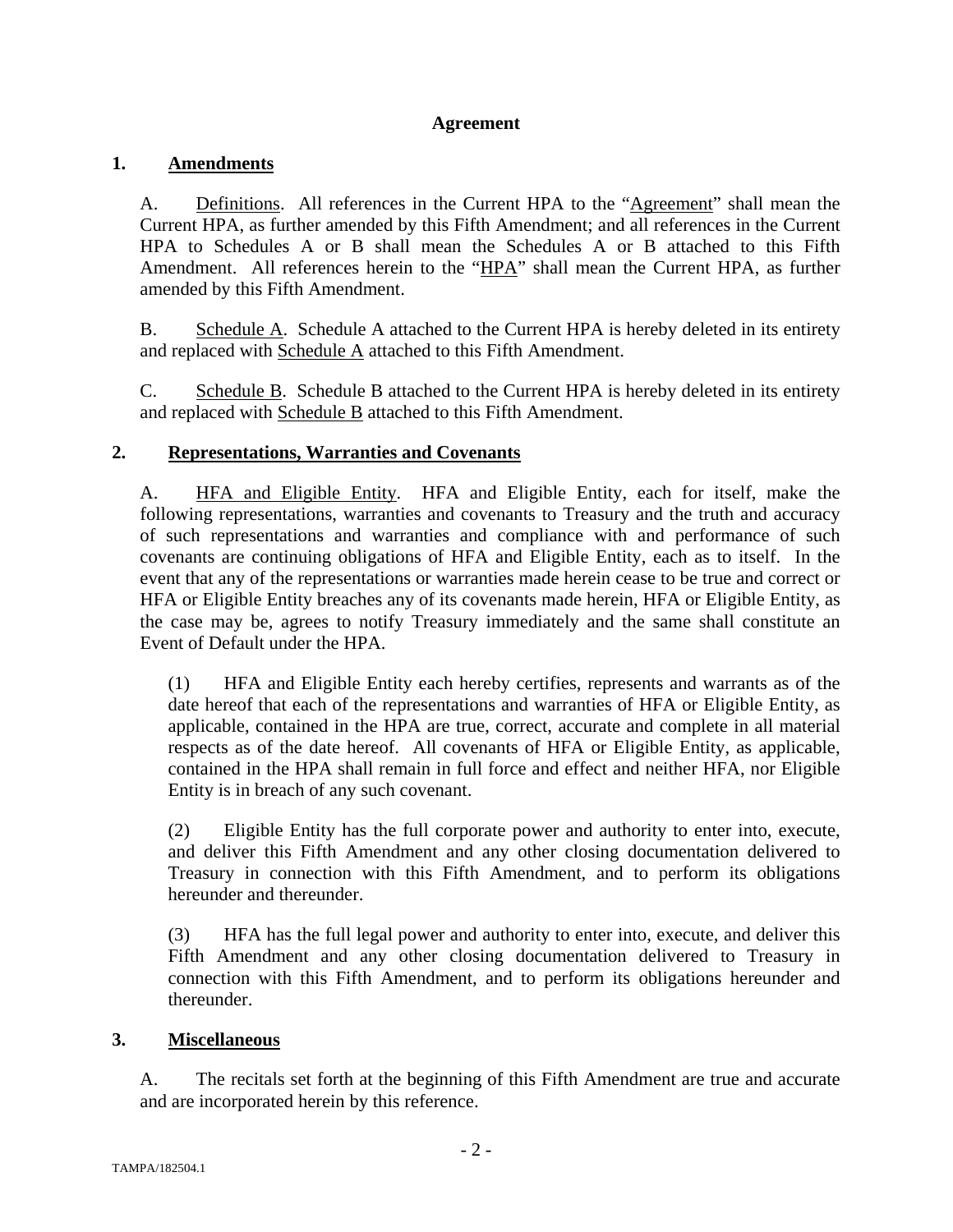## Agreement

### 1. Amendments

A. Definitions. All references in the Current HPA to the "Agreement" shall mean the Current HPA, as further amended by this Fifth Amendment; and all references in the Current HPA to Schedules A or B shall mean the Schedules A or B attached to this Fifth Amendment. All references herein to the "HPA" shall mean the Current HPA, as further amended by this Fifth Amendment.

B. Schedule A. Schedule A attached to the Current HPA is hereby deleted in its entirety and replaced with Schedule A attached to this Fifth Amendment.

C. Schedule B. Schedule B attached to the Current HPA is hereby deleted in its entirety and replaced with Schedule B attached to this Fifth Amendment.

### 2. Representations, Warranties and Covenants

A. HFA and Eligible Entity. HFA and Eligible Entity, each for itself, make the following representations, warranties and covenants to Treasury and the truth and accuracy of such representations and warranties and compliance with and performance of such covenants are continuing obligations of HFA and Eligible Entity, each as to itself. In the event that any of the representations or warranties made herein cease to be true and correct or HFA or Eligible Entity breaches any of its covenants made herein, HFA or Eligible Entity, as the case may be, agrees to notify Treasury immediately and the same shall constitute an Event of Default under the HPA.

(1) HFA and Eligible Entity each hereby certifies, represents and warrants as of the date hereof that each of the representations and warranties of HFA or Eligible Entity, as applicable, contained in the HPA are true, correct, accurate and complete in all material respects as of the date hereof. All covenants of HFA or Eligible Entity, as applicable, contained in the HPA shall remain in full force and effect and neither HFA, nor Eligible Entity is in breach of any such covenant.

(2) Eligible Entity has the full corporate power and authority to enter into, execute, and deliver this Fifth Amendment and any other closing documentation delivered to Treasury in connection with this Fifth Amendment, and to perform its obligations hereunder and thereunder.

(3) HFA has the full legal power and authority to enter into, execute, and deliver this Fifth Amendment and any other closing documentation delivered to Treasury in connection with this Fifth Amendment, and to perform its obligations hereunder and thereunder.

### 3. Miscellaneous

A. The recitals set forth at the beginning of this Fifth Amendment are true and accurate and are incorporated herein by this reference.

TAMPA/182504.1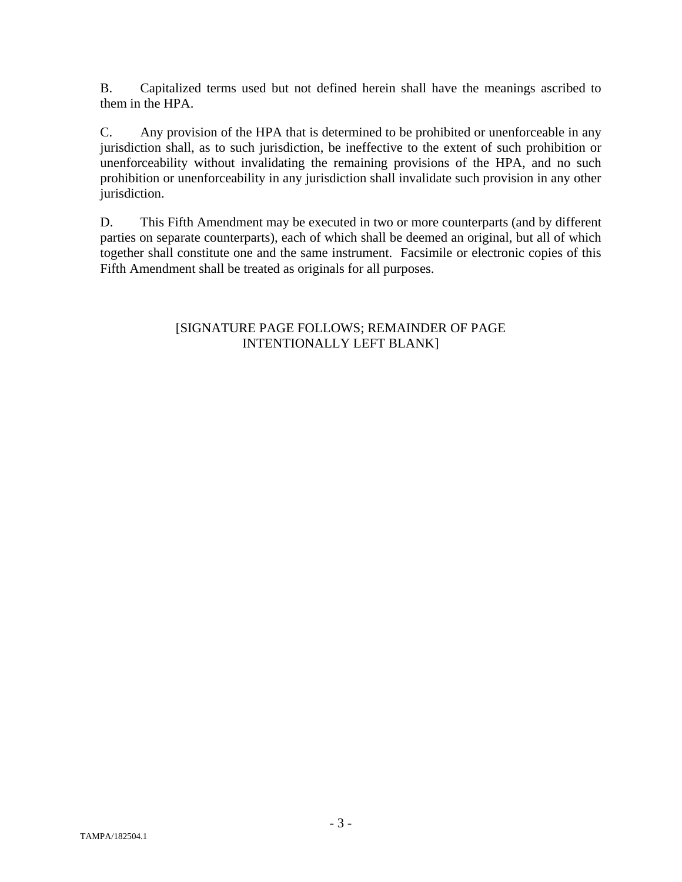B. Capitalized terms used but not defined herein shall have the meanings ascribed to them in the HPA.

C. Any provision of the HPA that is determined to be prohibited or unenforceable in any jurisdiction shall, as to such jurisdiction, be ineffective to the extent of such prohibition or unenforceability without invalidating the remaining provisions of the HPA, and no such prohibition or unenforceability in any jurisdiction shall invalidate such provision in any other jurisdiction.

D. This Fifth Amendment may be executed in two or more counterparts (and by different parties on separate counterparts), each of which shall be deemed an original, but all of which together shall constitute one and the same instrument. Facsimile or electronic copies of this Fifth Amendment shall be treated as originals for all purposes.

[SIGNATURE PAGE FOLLOWS; REMAINDER OF PAGE INTENTIONALLY LEFT BLANK]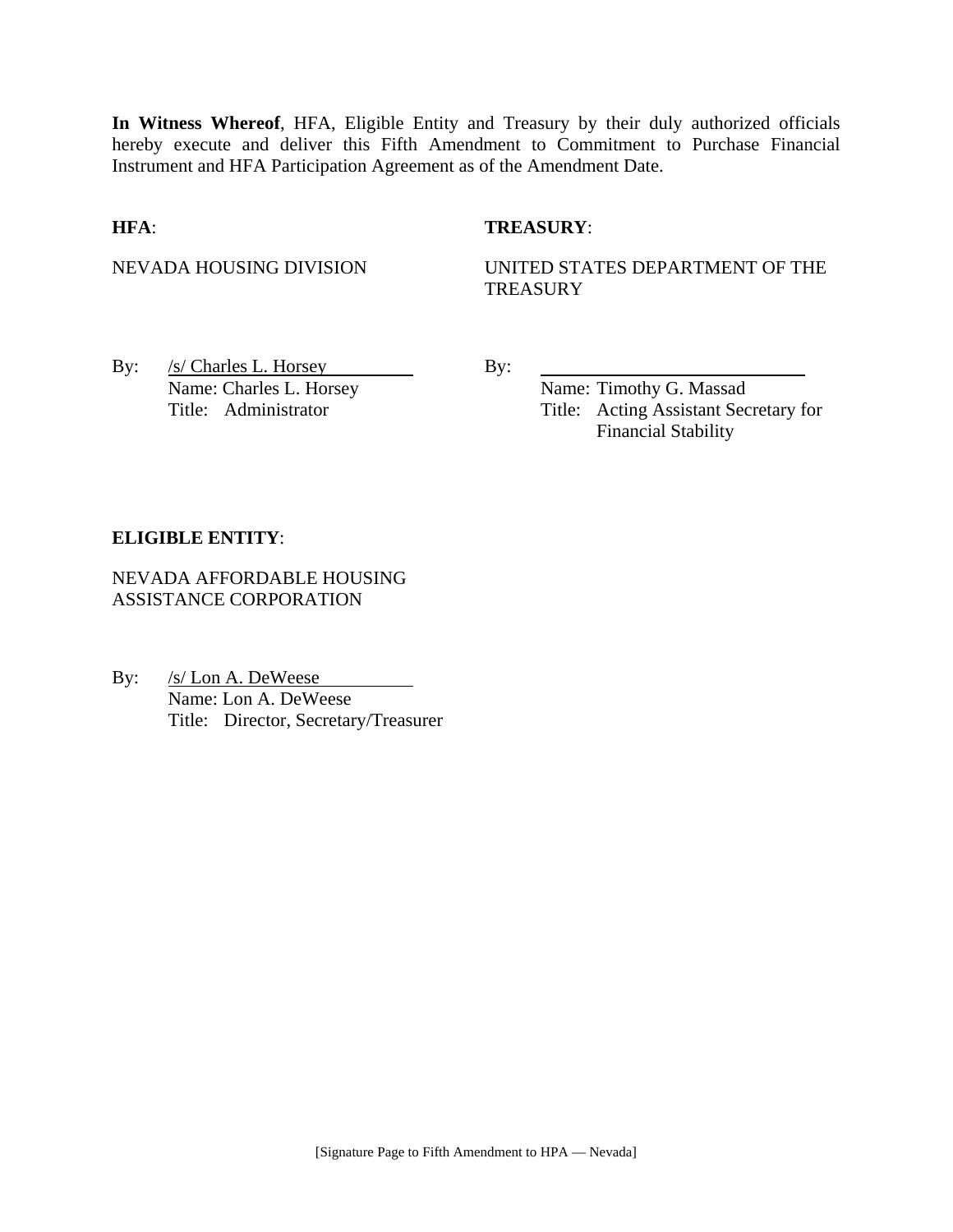**In Witness Whereof**, HFA, Eligible Entity and Treasury by their duly authorized officials hereby execute and deliver this Fifth Amendment to Commitment to Purchase Financial Instrument and HFA Participation Agreement as of the Amendment Date.

**HFA**:

NEVADA HOUSING DIVISION

By: /s/ Charles L. Horsey
Name: Charles L. Horsey
Title: Administrator

**TREASURY**:

UNITED STATES DEPARTMENT OF THE TREASURY

By: ______________________
Name: Timothy G. Massad
Title: Acting Assistant Secretary for Financial Stability

**ELIGIBLE ENTITY**:

NEVADA AFFORDABLE HOUSING ASSISTANCE CORPORATION

By: /s/ Lon A. DeWeese
Name: Lon A. DeWeese
Title: Director, Secretary/Treasurer

[Signature Page to Fifth Amendment to HPA — Nevada]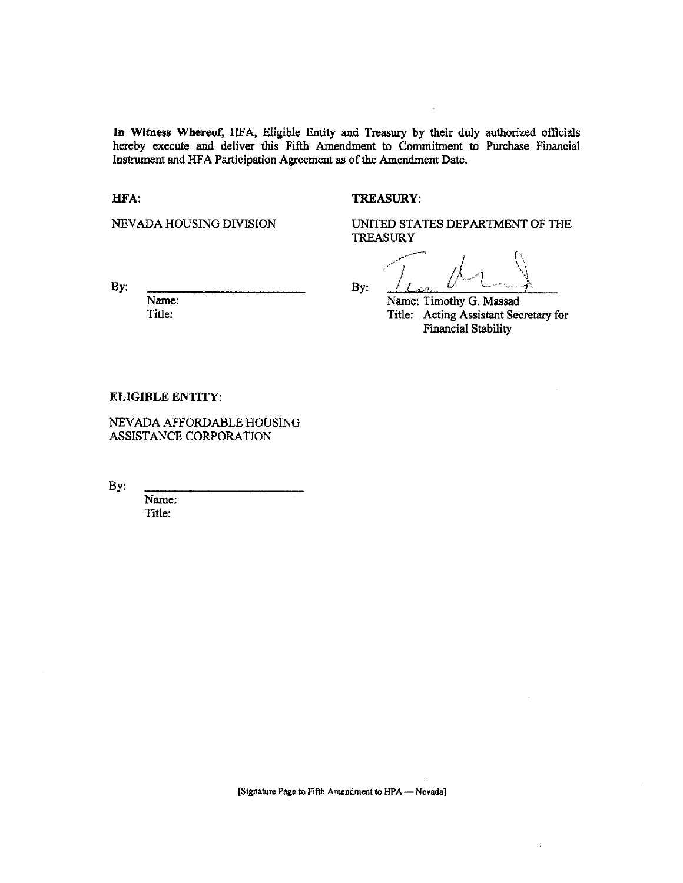**In Witness Whereof,** HFA, Eligible Entity and Treasury by their duly authorized officials hereby execute and deliver this Fifth Amendment to Commitment to Purchase Financial Instrument and HFA Participation Agreement as of the Amendment Date.

**HFA:**

NEVADA HOUSING DIVISION

By: \_\_\_\_\_\_\_\_\_\_\_\_\_\_\_\_\_\_\_\_\_\_\_\_\_
Name:
Title:

**TREASURY:**

UNITED STATES DEPARTMENT OF THE TREASURY

By: \_\_\_\_\_\_\_\_\_\_\_\_\_\_\_\_\_\_\_\_\_\_\_\_\_
Name: Timothy G. Massad
Title: Acting Assistant Secretary for Financial Stability

**ELIGIBLE ENTITY:**

NEVADA AFFORDABLE HOUSING ASSISTANCE CORPORATION

By: \_\_\_\_\_\_\_\_\_\_\_\_\_\_\_\_\_\_\_\_\_\_\_\_\_
Name:
Title:

[Signature Page to Fifth Amendment to HPA — Nevada]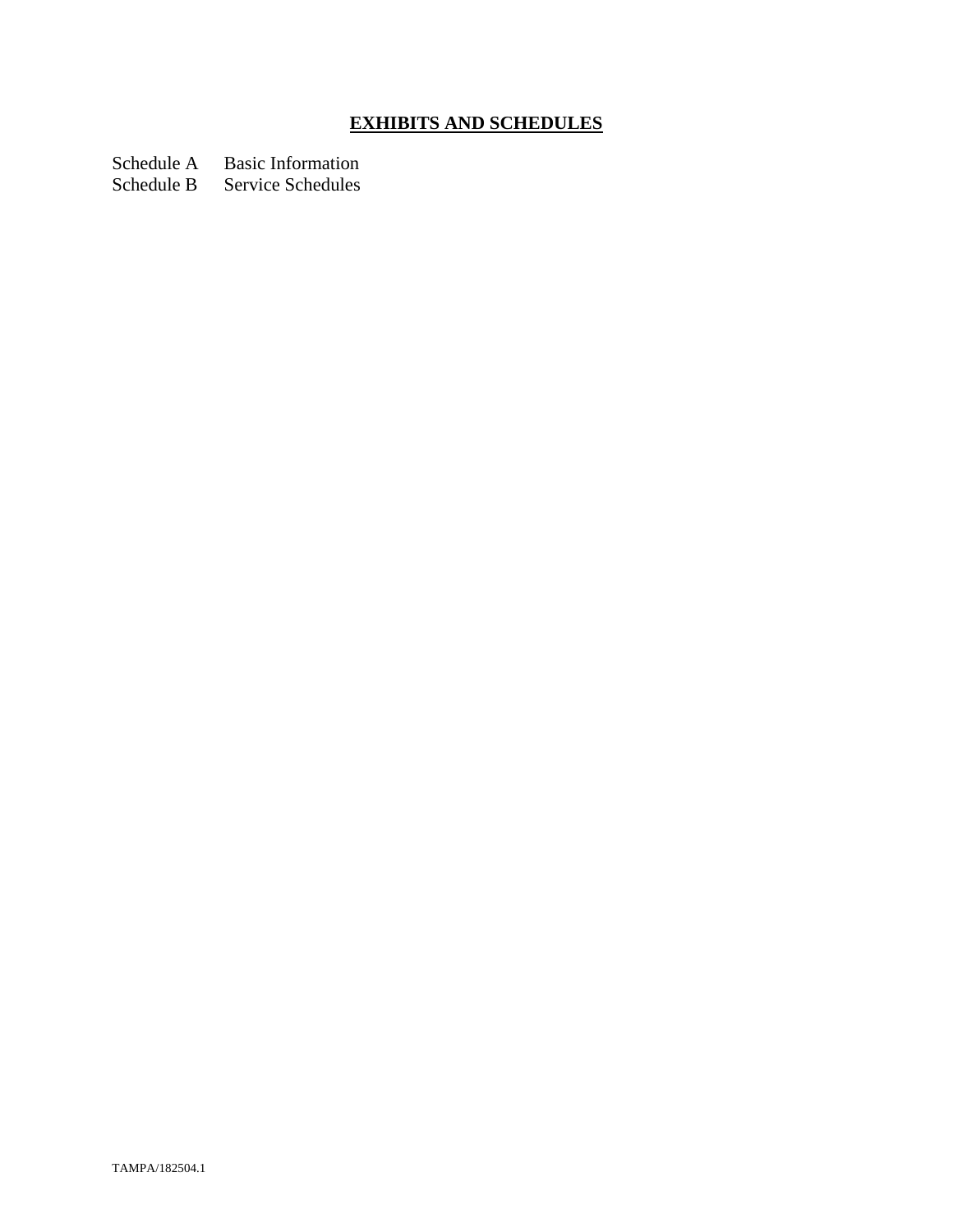# EXHIBITS AND SCHEDULES

| | |
|---|---|
| Schedule A | Basic Information |
| Schedule B | Service Schedules |

TAMPA/182504.1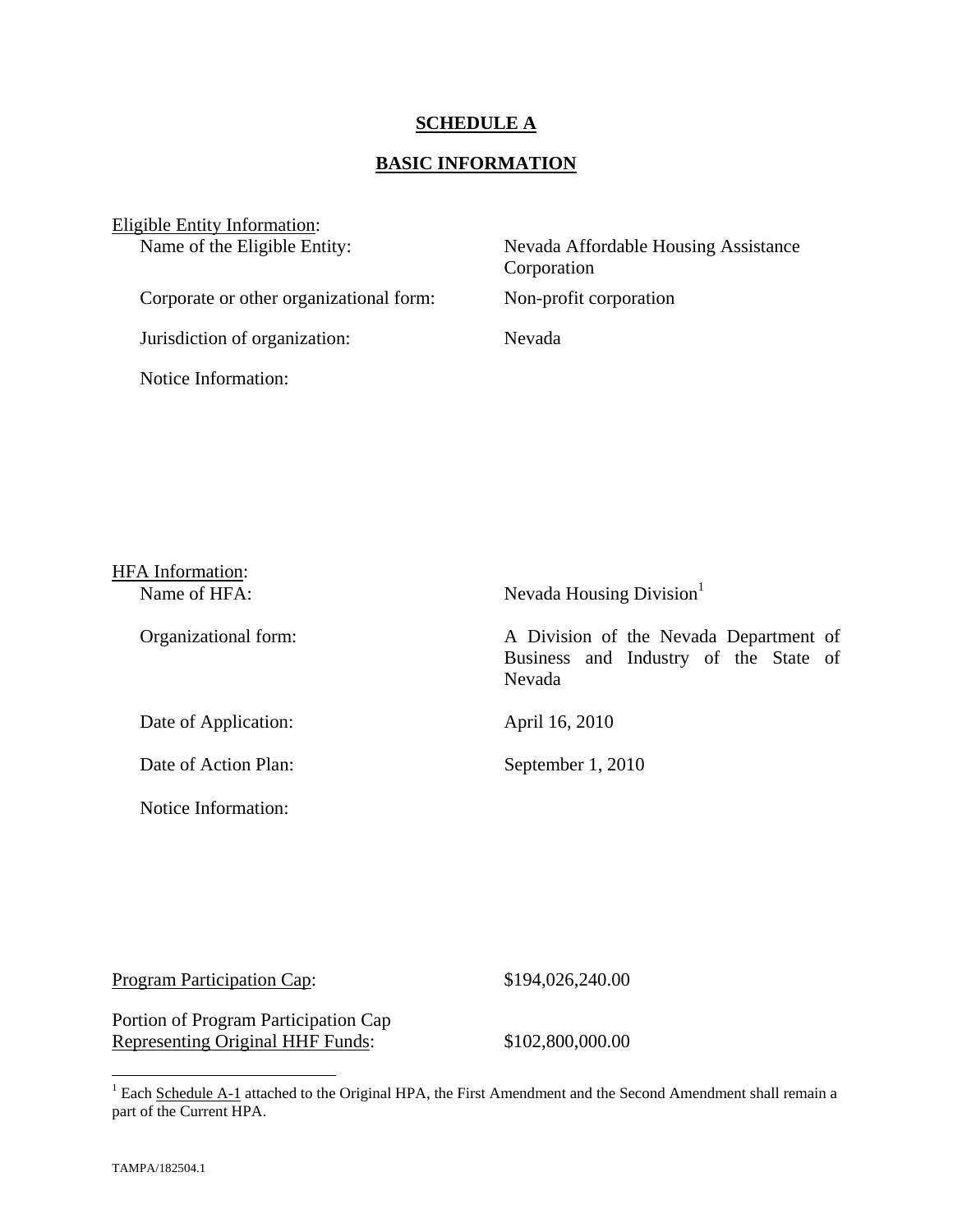# SCHEDULE A

## BASIC INFORMATION

Eligible Entity Information:

| | |
|---|---|
| Name of the Eligible Entity: | Nevada Affordable Housing Assistance Corporation |
| Corporate or other organizational form: | Non-profit corporation |
| Jurisdiction of organization: | Nevada |
| Notice Information: | |

HFA Information:

| | |
|---|---|
| Name of HFA: | Nevada Housing Division[1] |
| Organizational form: | A Division of the Nevada Department of Business and Industry of the State of Nevada |
| Date of Application: | April 16, 2010 |
| Date of Action Plan: | September 1, 2010 |
| Notice Information: | |

| | |
|---|---|
| Program Participation Cap: | $194,026,240.00 |
| Portion of Program Participation Cap Representing Original HHF Funds: | $102,800,000.00 |

[1] Each Schedule A-1 attached to the Original HPA, the First Amendment and the Second Amendment shall remain a part of the Current HPA.

TAMPA/182504.1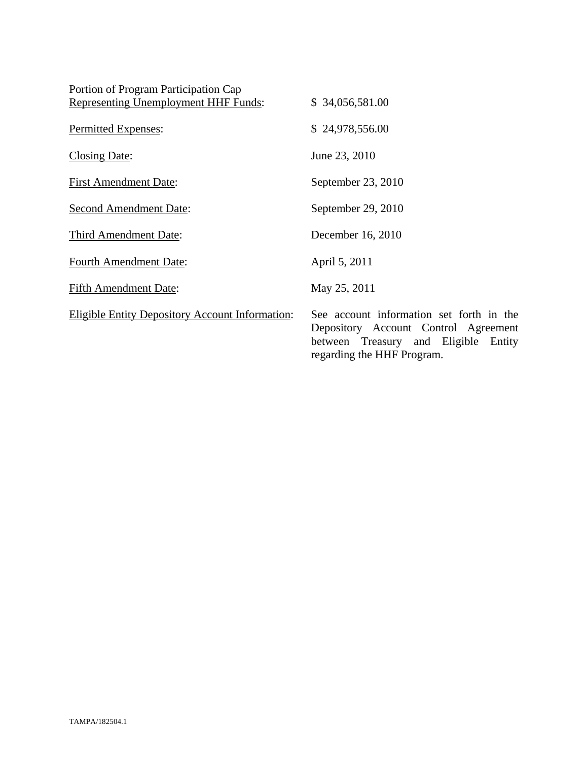| | |
|---|---|
| Portion of Program Participation Cap Representing Unemployment HHF Funds: | $ 34,056,581.00 |
| Permitted Expenses: | $ 24,978,556.00 |
| Closing Date: | June 23, 2010 |
| First Amendment Date: | September 23, 2010 |
| Second Amendment Date: | September 29, 2010 |
| Third Amendment Date: | December 16, 2010 |
| Fourth Amendment Date: | April 5, 2011 |
| Fifth Amendment Date: | May 25, 2011 |
| Eligible Entity Depository Account Information: | See account information set forth in the Depository Account Control Agreement between Treasury and Eligible Entity regarding the HHF Program. |

TAMPA/182504.1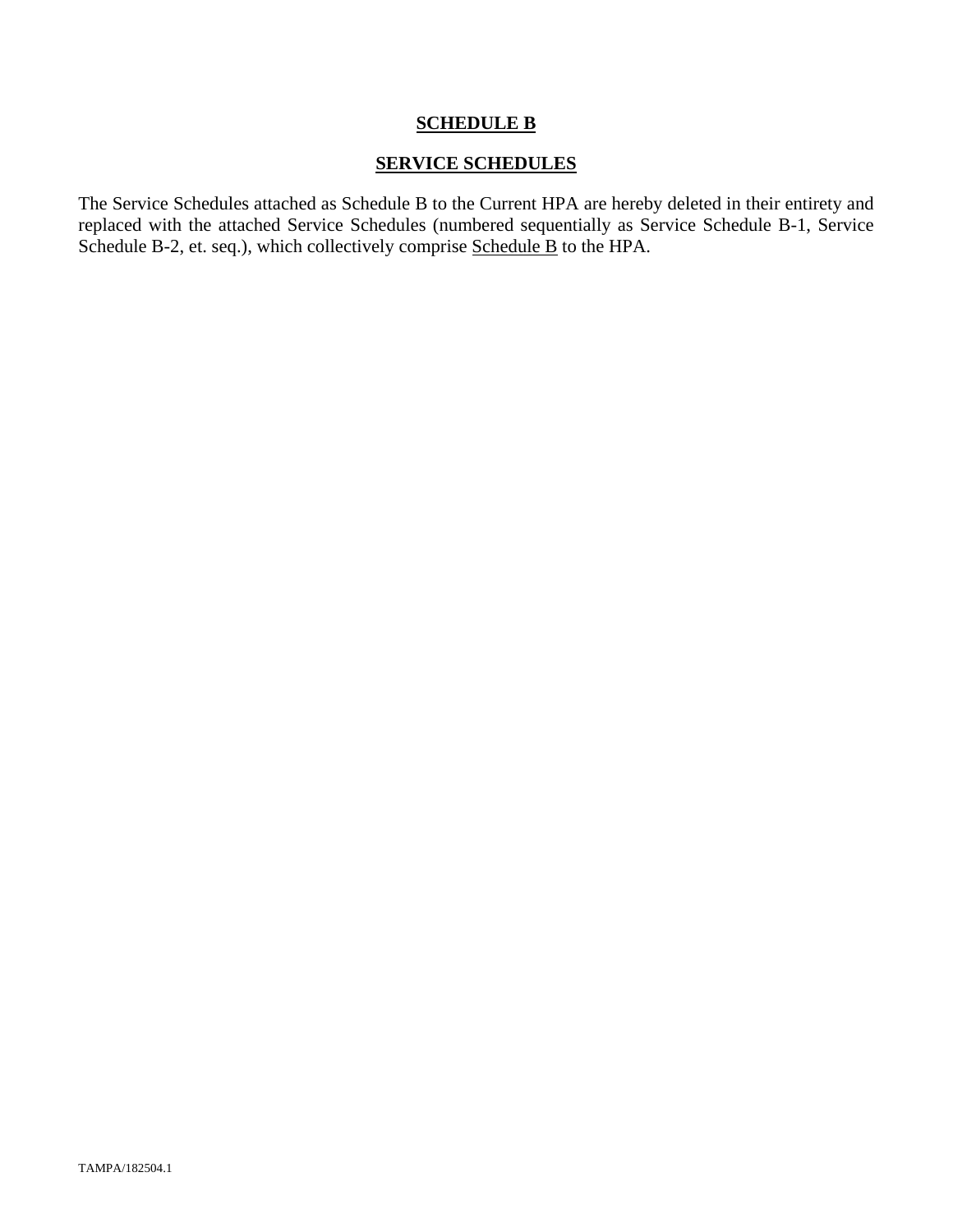# **SCHEDULE B**

## **SERVICE SCHEDULES**

The Service Schedules attached as Schedule B to the Current HPA are hereby deleted in their entirety and replaced with the attached Service Schedules (numbered sequentially as Service Schedule B-1, Service Schedule B-2, et. seq.), which collectively comprise Schedule B to the HPA.

TAMPA/182504.1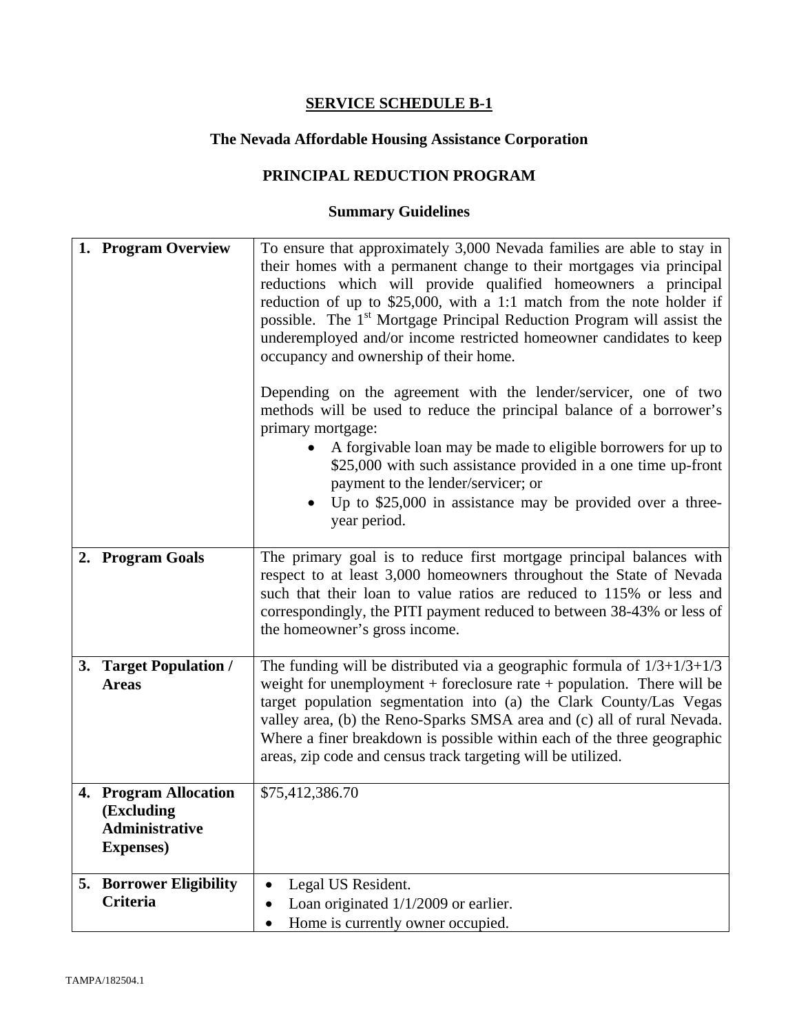## SERVICE SCHEDULE B-1

### The Nevada Affordable Housing Assistance Corporation

### PRINCIPAL REDUCTION PROGRAM

### Summary Guidelines

| | |
|---|---|
| **1. Program Overview** | To ensure that approximately 3,000 Nevada families are able to stay in their homes with a permanent change to their mortgages via principal reductions which will provide qualified homeowners a principal reduction of up to $25,000, with a 1:1 match from the note holder if possible. The 1st Mortgage Principal Reduction Program will assist the underemployed and/or income restricted homeowner candidates to keep occupancy and ownership of their home.<br><br>Depending on the agreement with the lender/servicer, one of two methods will be used to reduce the principal balance of a borrower's primary mortgage:<br>• A forgivable loan may be made to eligible borrowers for up to $25,000 with such assistance provided in a one time up-front payment to the lender/servicer; or<br>• Up to $25,000 in assistance may be provided over a three-year period. |
| **2. Program Goals** | The primary goal is to reduce first mortgage principal balances with respect to at least 3,000 homeowners throughout the State of Nevada such that their loan to value ratios are reduced to 115% or less and correspondingly, the PITI payment reduced to between 38-43% or less of the homeowner's gross income. |
| **3. Target Population / Areas** | The funding will be distributed via a geographic formula of 1/3+1/3+1/3 weight for unemployment + foreclosure rate + population. There will be target population segmentation into (a) the Clark County/Las Vegas valley area, (b) the Reno-Sparks SMSA area and (c) all of rural Nevada. Where a finer breakdown is possible within each of the three geographic areas, zip code and census track targeting will be utilized. |
| **4. Program Allocation (Excluding Administrative Expenses)** | $75,412,386.70 |
| **5. Borrower Eligibility Criteria** | • Legal US Resident.<br>• Loan originated 1/1/2009 or earlier.<br>• Home is currently owner occupied. |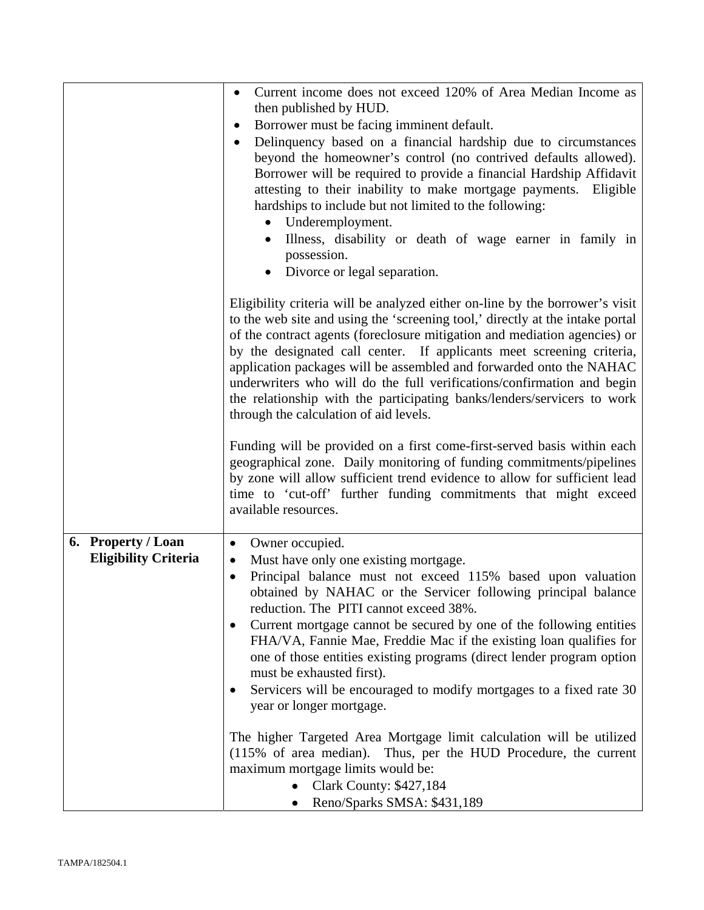| | |
|---|---|
| | • Current income does not exceed 120% of Area Median Income as then published by HUD.<br>• Borrower must be facing imminent default.<br>• Delinquency based on a financial hardship due to circumstances beyond the homeowner's control (no contrived defaults allowed). Borrower will be required to provide a financial Hardship Affidavit attesting to their inability to make mortgage payments. Eligible hardships to include but not limited to the following:<br>  ◦ Underemployment.<br>  ◦ Illness, disability or death of wage earner in family in possession.<br>  ◦ Divorce or legal separation.<br><br>Eligibility criteria will be analyzed either on-line by the borrower's visit to the web site and using the 'screening tool,' directly at the intake portal of the contract agents (foreclosure mitigation and mediation agencies) or by the designated call center. If applicants meet screening criteria, application packages will be assembled and forwarded onto the NAHAC underwriters who will do the full verifications/confirmation and begin the relationship with the participating banks/lenders/servicers to work through the calculation of aid levels.<br><br>Funding will be provided on a first come-first-served basis within each geographical zone. Daily monitoring of funding commitments/pipelines by zone will allow sufficient trend evidence to allow for sufficient lead time to 'cut-off' further funding commitments that might exceed available resources. |
| **6. Property / Loan Eligibility Criteria** | • Owner occupied.<br>• Must have only one existing mortgage.<br>• Principal balance must not exceed 115% based upon valuation obtained by NAHAC or the Servicer following principal balance reduction. The PITI cannot exceed 38%.<br>• Current mortgage cannot be secured by one of the following entities FHA/VA, Fannie Mae, Freddie Mac if the existing loan qualifies for one of those entities existing programs (direct lender program option must be exhausted first).<br>• Servicers will be encouraged to modify mortgages to a fixed rate 30 year or longer mortgage.<br><br>The higher Targeted Area Mortgage limit calculation will be utilized (115% of area median). Thus, per the HUD Procedure, the current maximum mortgage limits would be:<br>  ◦ Clark County: $427,184<br>  ◦ Reno/Sparks SMSA: $431,189 |

TAMPA/182504.1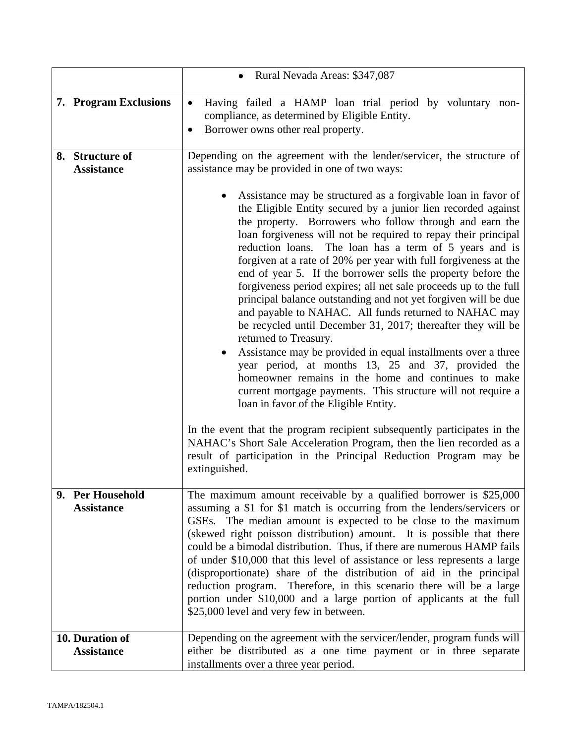| | |
|---|---|
| | • Rural Nevada Areas: $347,087 |
| **7. Program Exclusions** | • Having failed a HAMP loan trial period by voluntary non-compliance, as determined by Eligible Entity.<br>• Borrower owns other real property. |
| **8. Structure of Assistance** | Depending on the agreement with the lender/servicer, the structure of assistance may be provided in one of two ways:<br><br>• Assistance may be structured as a forgivable loan in favor of the Eligible Entity secured by a junior lien recorded against the property. Borrowers who follow through and earn the loan forgiveness will not be required to repay their principal reduction loans. The loan has a term of 5 years and is forgiven at a rate of 20% per year with full forgiveness at the end of year 5. If the borrower sells the property before the forgiveness period expires; all net sale proceeds up to the full principal balance outstanding and not yet forgiven will be due and payable to NAHAC. All funds returned to NAHAC may be recycled until December 31, 2017; thereafter they will be returned to Treasury.<br>• Assistance may be provided in equal installments over a three year period, at months 13, 25 and 37, provided the homeowner remains in the home and continues to make current mortgage payments. This structure will not require a loan in favor of the Eligible Entity.<br><br>In the event that the program recipient subsequently participates in the NAHAC's Short Sale Acceleration Program, then the lien recorded as a result of participation in the Principal Reduction Program may be extinguished. |
| **9. Per Household Assistance** | The maximum amount receivable by a qualified borrower is $25,000 assuming a $1 for $1 match is occurring from the lenders/servicers or GSEs. The median amount is expected to be close to the maximum (skewed right poisson distribution) amount. It is possible that there could be a bimodal distribution. Thus, if there are numerous HAMP fails of under $10,000 that this level of assistance or less represents a large (disproportionate) share of the distribution of aid in the principal reduction program. Therefore, in this scenario there will be a large portion under $10,000 and a large portion of applicants at the full $25,000 level and very few in between. |
| **10. Duration of Assistance** | Depending on the agreement with the servicer/lender, program funds will either be distributed as a one time payment or in three separate installments over a three year period. |

TAMPA/182504.1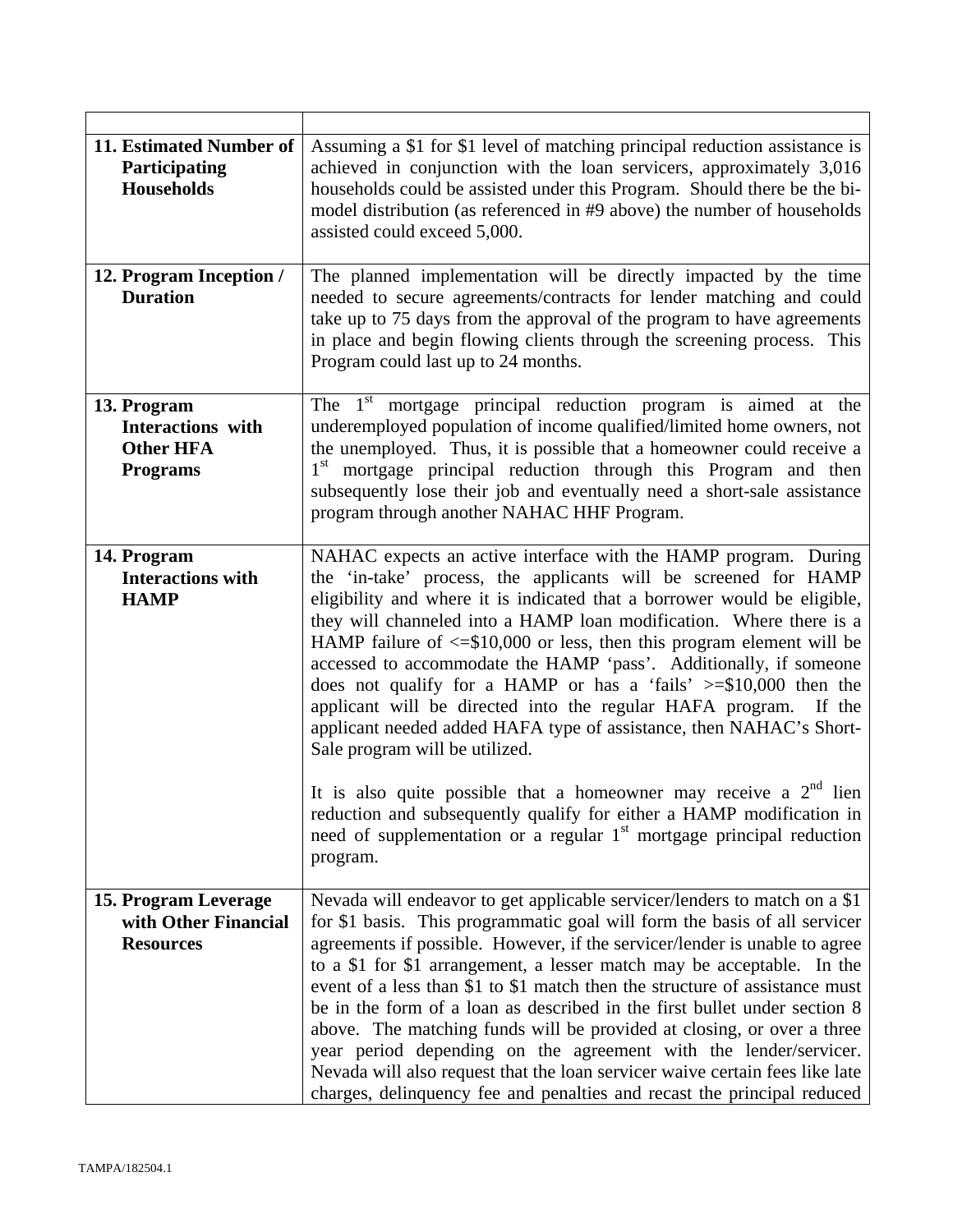| | |
|---|---|
| **11. Estimated Number of Participating Households** | Assuming a $1 for $1 level of matching principal reduction assistance is achieved in conjunction with the loan servicers, approximately 3,016 households could be assisted under this Program. Should there be the bi-model distribution (as referenced in #9 above) the number of households assisted could exceed 5,000. |
| **12. Program Inception / Duration** | The planned implementation will be directly impacted by the time needed to secure agreements/contracts for lender matching and could take up to 75 days from the approval of the program to have agreements in place and begin flowing clients through the screening process. This Program could last up to 24 months. |
| **13. Program Interactions with Other HFA Programs** | The 1st mortgage principal reduction program is aimed at the underemployed population of income qualified/limited home owners, not the unemployed. Thus, it is possible that a homeowner could receive a 1st mortgage principal reduction through this Program and then subsequently lose their job and eventually need a short-sale assistance program through another NAHAC HHF Program. |
| **14. Program Interactions with HAMP** | NAHAC expects an active interface with the HAMP program. During the 'in-take' process, the applicants will be screened for HAMP eligibility and where it is indicated that a borrower would be eligible, they will channeled into a HAMP loan modification. Where there is a HAMP failure of <=$10,000 or less, then this program element will be accessed to accommodate the HAMP 'pass'. Additionally, if someone does not qualify for a HAMP or has a 'fails' >=$10,000 then the applicant will be directed into the regular HAFA program. If the applicant needed added HAFA type of assistance, then NAHAC's Short-Sale program will be utilized.<br><br>It is also quite possible that a homeowner may receive a 2nd lien reduction and subsequently qualify for either a HAMP modification in need of supplementation or a regular 1st mortgage principal reduction program. |
| **15. Program Leverage with Other Financial Resources** | Nevada will endeavor to get applicable servicer/lenders to match on a $1 for $1 basis. This programmatic goal will form the basis of all servicer agreements if possible. However, if the servicer/lender is unable to agree to a $1 for $1 arrangement, a lesser match may be acceptable. In the event of a less than $1 to $1 match then the structure of assistance must be in the form of a loan as described in the first bullet under section 8 above. The matching funds will be provided at closing, or over a three year period depending on the agreement with the lender/servicer. Nevada will also request that the loan servicer waive certain fees like late charges, delinquency fee and penalties and recast the principal reduced |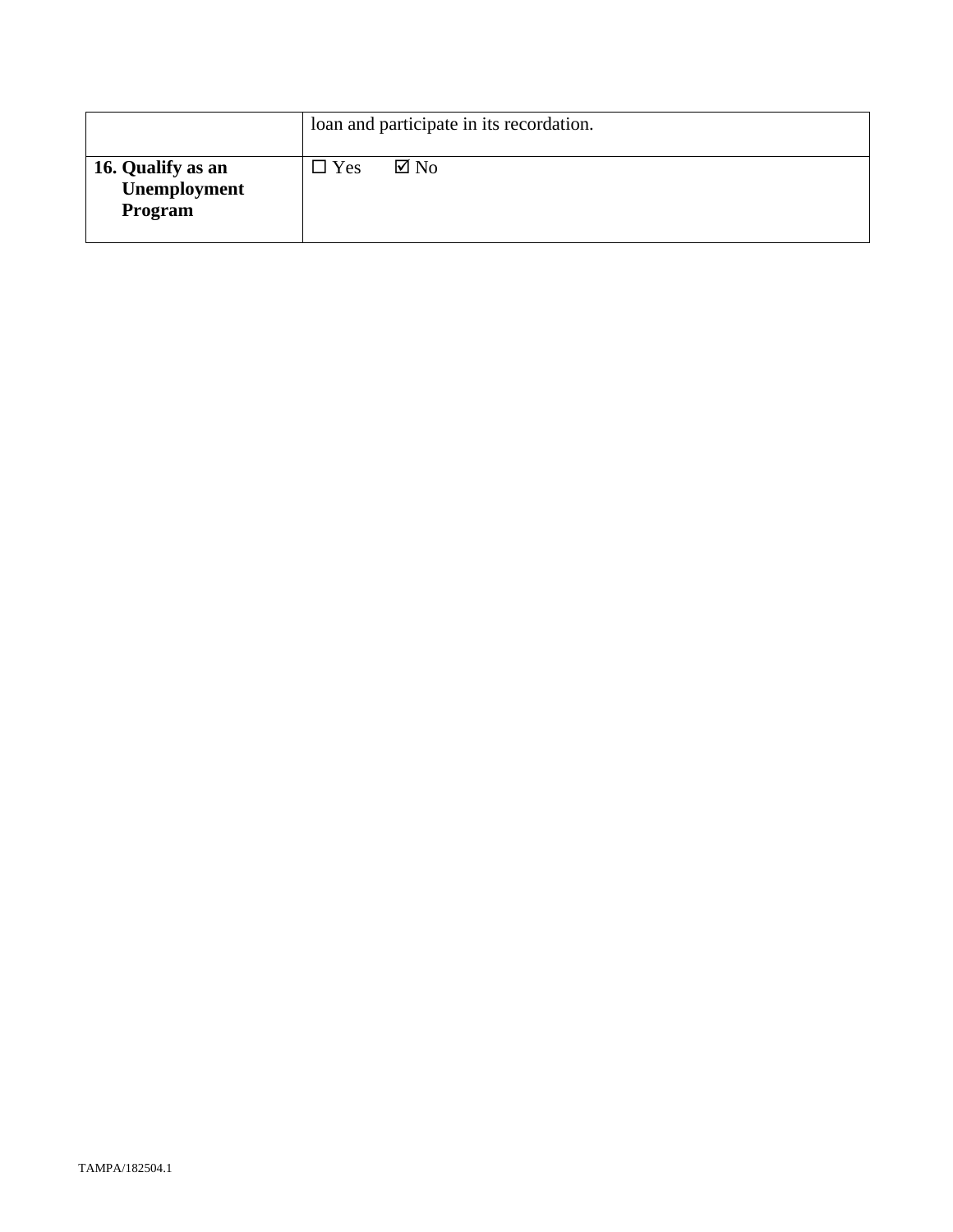| | |
|---|---|
| | loan and participate in its recordation. |
| **16. Qualify as an Unemployment Program** | ☐ Yes ☑ No |

TAMPA/182504.1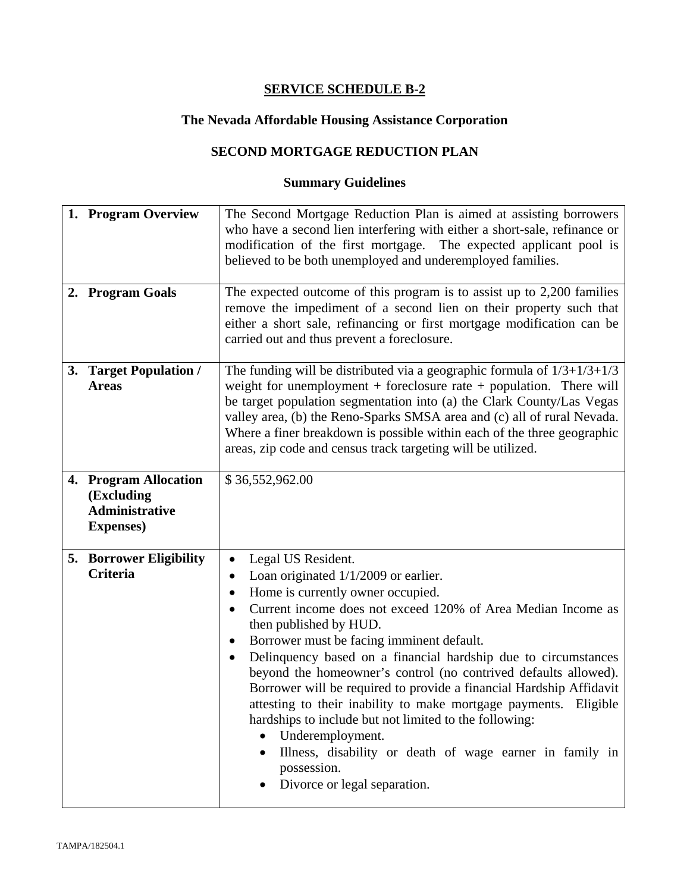# SERVICE SCHEDULE B-2

## The Nevada Affordable Housing Assistance Corporation

## SECOND MORTGAGE REDUCTION PLAN

### Summary Guidelines

| | |
|---|---|
| **1. Program Overview** | The Second Mortgage Reduction Plan is aimed at assisting borrowers who have a second lien interfering with either a short-sale, refinance or modification of the first mortgage. The expected applicant pool is believed to be both unemployed and underemployed families. |
| **2. Program Goals** | The expected outcome of this program is to assist up to 2,200 families remove the impediment of a second lien on their property such that either a short sale, refinancing or first mortgage modification can be carried out and thus prevent a foreclosure. |
| **3. Target Population / Areas** | The funding will be distributed via a geographic formula of 1/3+1/3+1/3 weight for unemployment + foreclosure rate + population. There will be target population segmentation into (a) the Clark County/Las Vegas valley area, (b) the Reno-Sparks SMSA area and (c) all of rural Nevada. Where a finer breakdown is possible within each of the three geographic areas, zip code and census track targeting will be utilized. |
| **4. Program Allocation (Excluding Administrative Expenses)** | $ 36,552,962.00 |
| **5. Borrower Eligibility Criteria** | • Legal US Resident.<br>• Loan originated 1/1/2009 or earlier.<br>• Home is currently owner occupied.<br>• Current income does not exceed 120% of Area Median Income as then published by HUD.<br>• Borrower must be facing imminent default.<br>• Delinquency based on a financial hardship due to circumstances beyond the homeowner's control (no contrived defaults allowed). Borrower will be required to provide a financial Hardship Affidavit attesting to their inability to make mortgage payments. Eligible hardships to include but not limited to the following:<br>&nbsp;&nbsp;&nbsp;&nbsp;• Underemployment.<br>&nbsp;&nbsp;&nbsp;&nbsp;• Illness, disability or death of wage earner in family in possession.<br>&nbsp;&nbsp;&nbsp;&nbsp;• Divorce or legal separation. |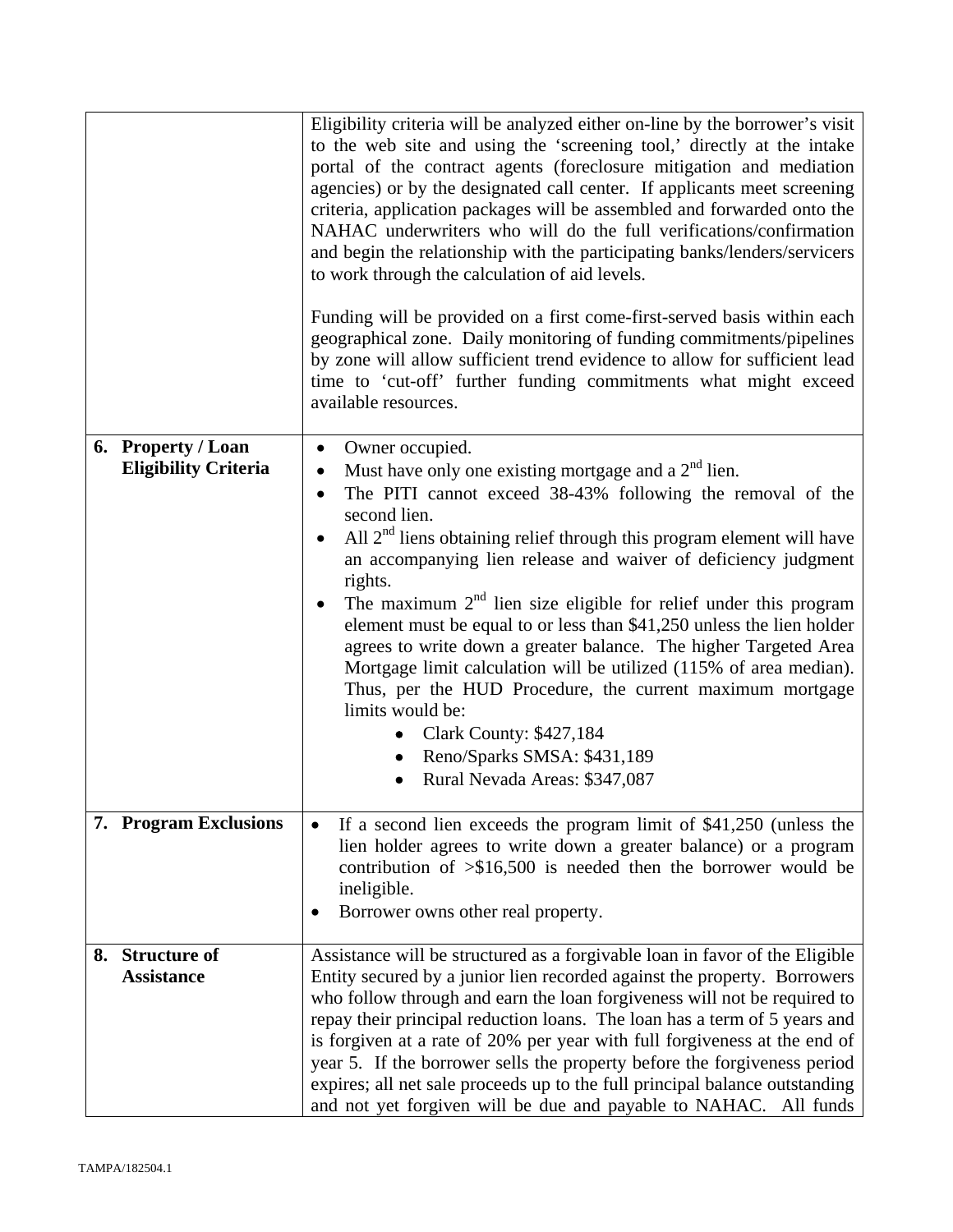| | |
|---|---|
| | Eligibility criteria will be analyzed either on-line by the borrower's visit to the web site and using the 'screening tool,' directly at the intake portal of the contract agents (foreclosure mitigation and mediation agencies) or by the designated call center. If applicants meet screening criteria, application packages will be assembled and forwarded onto the NAHAC underwriters who will do the full verifications/confirmation and begin the relationship with the participating banks/lenders/servicers to work through the calculation of aid levels.<br><br>Funding will be provided on a first come-first-served basis within each geographical zone. Daily monitoring of funding commitments/pipelines by zone will allow sufficient trend evidence to allow for sufficient lead time to 'cut-off' further funding commitments what might exceed available resources. |
| **6. Property / Loan Eligibility Criteria** | • Owner occupied.<br>• Must have only one existing mortgage and a 2nd lien.<br>• The PITI cannot exceed 38-43% following the removal of the second lien.<br>• All 2nd liens obtaining relief through this program element will have an accompanying lien release and waiver of deficiency judgment rights.<br>• The maximum 2nd lien size eligible for relief under this program element must be equal to or less than $41,250 unless the lien holder agrees to write down a greater balance. The higher Targeted Area Mortgage limit calculation will be utilized (115% of area median). Thus, per the HUD Procedure, the current maximum mortgage limits would be:<br>&nbsp;&nbsp;&nbsp;&nbsp;◦ Clark County: $427,184<br>&nbsp;&nbsp;&nbsp;&nbsp;◦ Reno/Sparks SMSA: $431,189<br>&nbsp;&nbsp;&nbsp;&nbsp;◦ Rural Nevada Areas: $347,087 |
| **7. Program Exclusions** | • If a second lien exceeds the program limit of $41,250 (unless the lien holder agrees to write down a greater balance) or a program contribution of >$16,500 is needed then the borrower would be ineligible.<br>• Borrower owns other real property. |
| **8. Structure of Assistance** | Assistance will be structured as a forgivable loan in favor of the Eligible Entity secured by a junior lien recorded against the property. Borrowers who follow through and earn the loan forgiveness will not be required to repay their principal reduction loans. The loan has a term of 5 years and is forgiven at a rate of 20% per year with full forgiveness at the end of year 5. If the borrower sells the property before the forgiveness period expires; all net sale proceeds up to the full principal balance outstanding and not yet forgiven will be due and payable to NAHAC. All funds |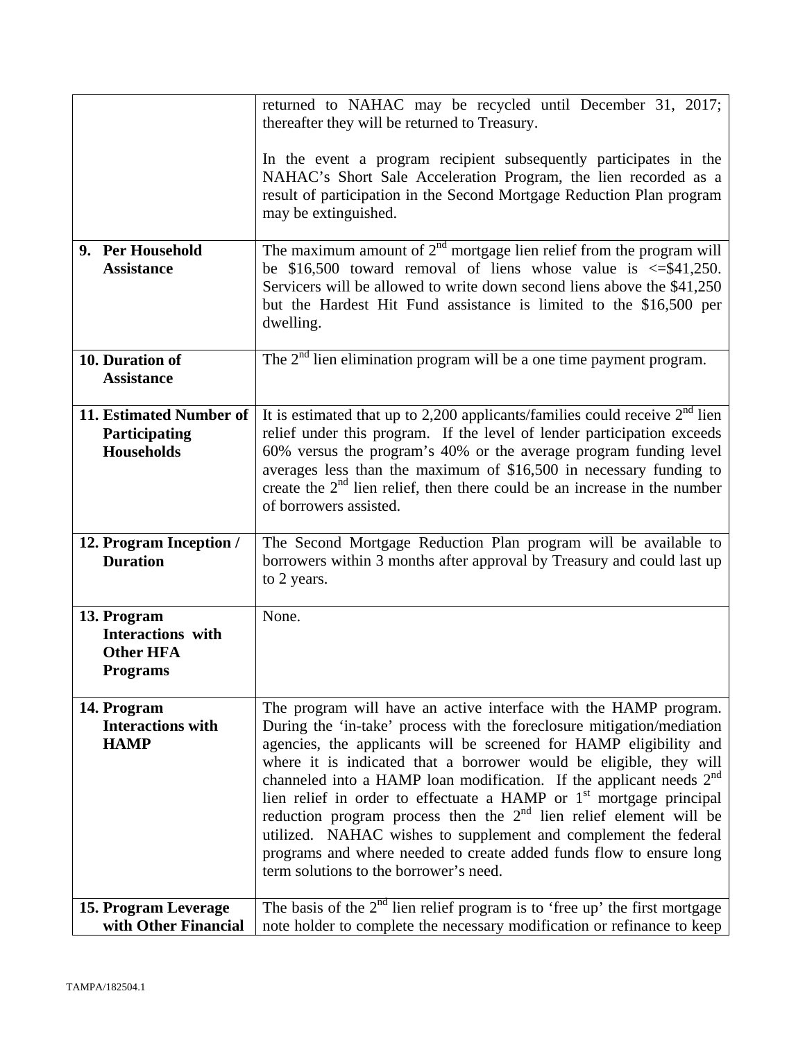| | |
|---|---|
| | returned to NAHAC may be recycled until December 31, 2017; thereafter they will be returned to Treasury.<br><br>In the event a program recipient subsequently participates in the NAHAC's Short Sale Acceleration Program, the lien recorded as a result of participation in the Second Mortgage Reduction Plan program may be extinguished. |
| **9. Per Household Assistance** | The maximum amount of 2[nd] mortgage lien relief from the program will be $16,500 toward removal of liens whose value is <=$41,250. Servicers will be allowed to write down second liens above the $41,250 but the Hardest Hit Fund assistance is limited to the $16,500 per dwelling. |
| **10. Duration of Assistance** | The 2[nd] lien elimination program will be a one time payment program. |
| **11. Estimated Number of Participating Households** | It is estimated that up to 2,200 applicants/families could receive 2[nd] lien relief under this program. If the level of lender participation exceeds 60% versus the program's 40% or the average program funding level averages less than the maximum of $16,500 in necessary funding to create the 2[nd] lien relief, then there could be an increase in the number of borrowers assisted. |
| **12. Program Inception / Duration** | The Second Mortgage Reduction Plan program will be available to borrowers within 3 months after approval by Treasury and could last up to 2 years. |
| **13. Program Interactions with Other HFA Programs** | None. |
| **14. Program Interactions with HAMP** | The program will have an active interface with the HAMP program. During the 'in-take' process with the foreclosure mitigation/mediation agencies, the applicants will be screened for HAMP eligibility and where it is indicated that a borrower would be eligible, they will channeled into a HAMP loan modification. If the applicant needs 2[nd] lien relief in order to effectuate a HAMP or 1[st] mortgage principal reduction program process then the 2[nd] lien relief element will be utilized. NAHAC wishes to supplement and complement the federal programs and where needed to create added funds flow to ensure long term solutions to the borrower's need. |
| **15. Program Leverage with Other Financial** | The basis of the 2[nd] lien relief program is to 'free up' the first mortgage note holder to complete the necessary modification or refinance to keep |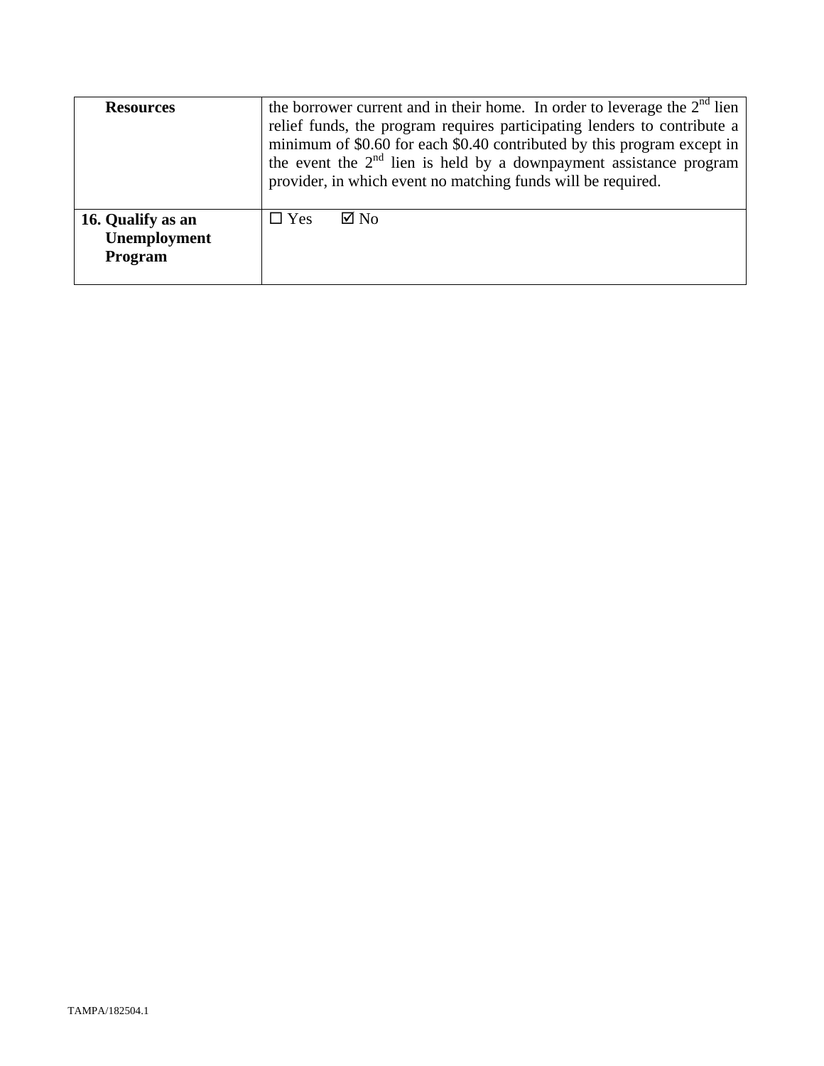| Resources | the borrower current and in their home. In order to leverage the 2nd lien relief funds, the program requires participating lenders to contribute a minimum of \$0.60 for each \$0.40 contributed by this program except in the event the 2nd lien is held by a downpayment assistance program provider, in which event no matching funds will be required. |
|---|---|
| **16. Qualify as an Unemployment Program** | ☐ Yes ☑ No |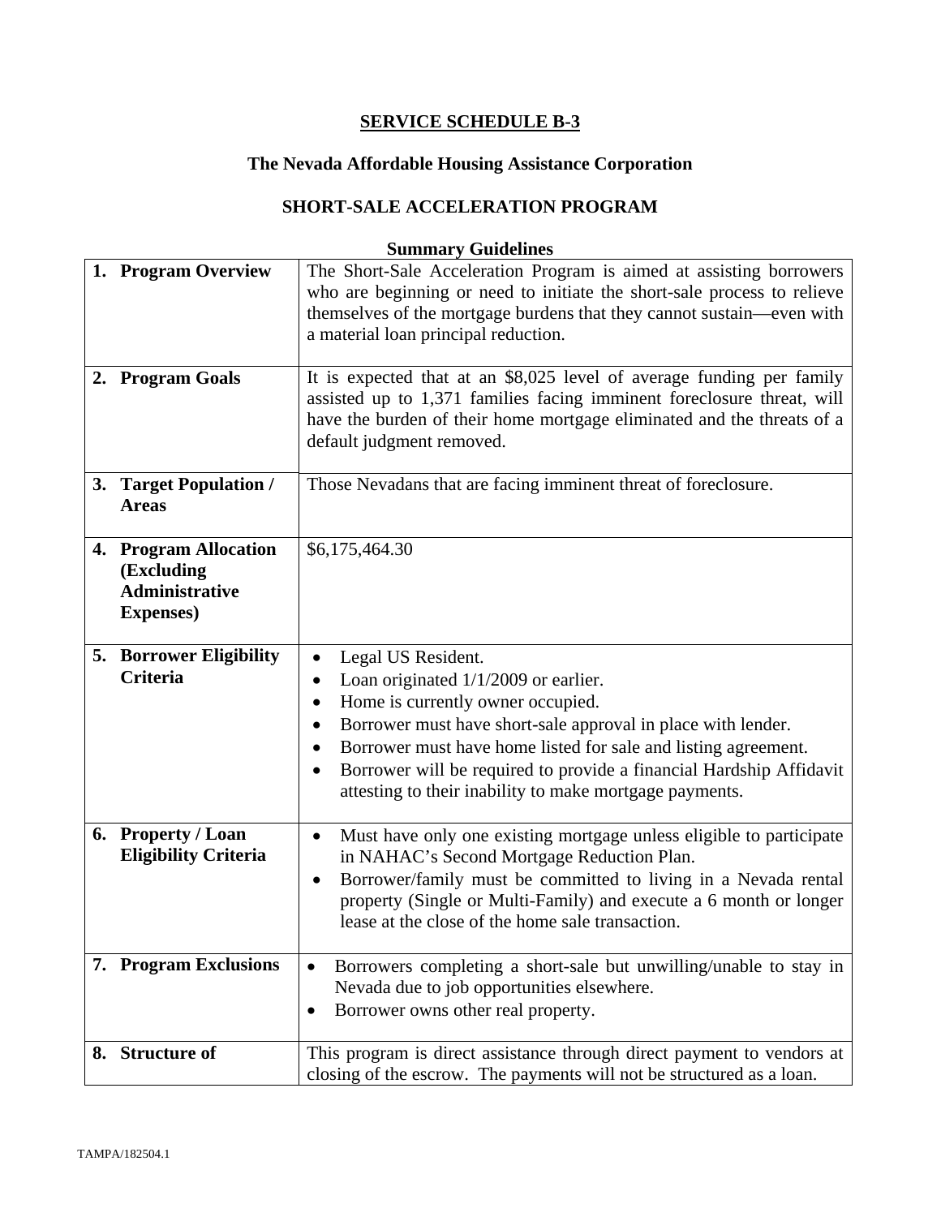# SERVICE SCHEDULE B-3

## The Nevada Affordable Housing Assistance Corporation

## SHORT-SALE ACCELERATION PROGRAM

### Summary Guidelines

| | |
|---|---|
| **1. Program Overview** | The Short-Sale Acceleration Program is aimed at assisting borrowers who are beginning or need to initiate the short-sale process to relieve themselves of the mortgage burdens that they cannot sustain—even with a material loan principal reduction. |
| **2. Program Goals** | It is expected that at an $8,025 level of average funding per family assisted up to 1,371 families facing imminent foreclosure threat, will have the burden of their home mortgage eliminated and the threats of a default judgment removed. |
| **3. Target Population / Areas** | Those Nevadans that are facing imminent threat of foreclosure. |
| **4. Program Allocation (Excluding Administrative Expenses)** | $6,175,464.30 |
| **5. Borrower Eligibility Criteria** | • Legal US Resident.<br>• Loan originated 1/1/2009 or earlier.<br>• Home is currently owner occupied.<br>• Borrower must have short-sale approval in place with lender.<br>• Borrower must have home listed for sale and listing agreement.<br>• Borrower will be required to provide a financial Hardship Affidavit attesting to their inability to make mortgage payments. |
| **6. Property / Loan Eligibility Criteria** | • Must have only one existing mortgage unless eligible to participate in NAHAC's Second Mortgage Reduction Plan.<br>• Borrower/family must be committed to living in a Nevada rental property (Single or Multi-Family) and execute a 6 month or longer lease at the close of the home sale transaction. |
| **7. Program Exclusions** | • Borrowers completing a short-sale but unwilling/unable to stay in Nevada due to job opportunities elsewhere.<br>• Borrower owns other real property. |
| **8. Structure of** | This program is direct assistance through direct payment to vendors at closing of the escrow. The payments will not be structured as a loan. |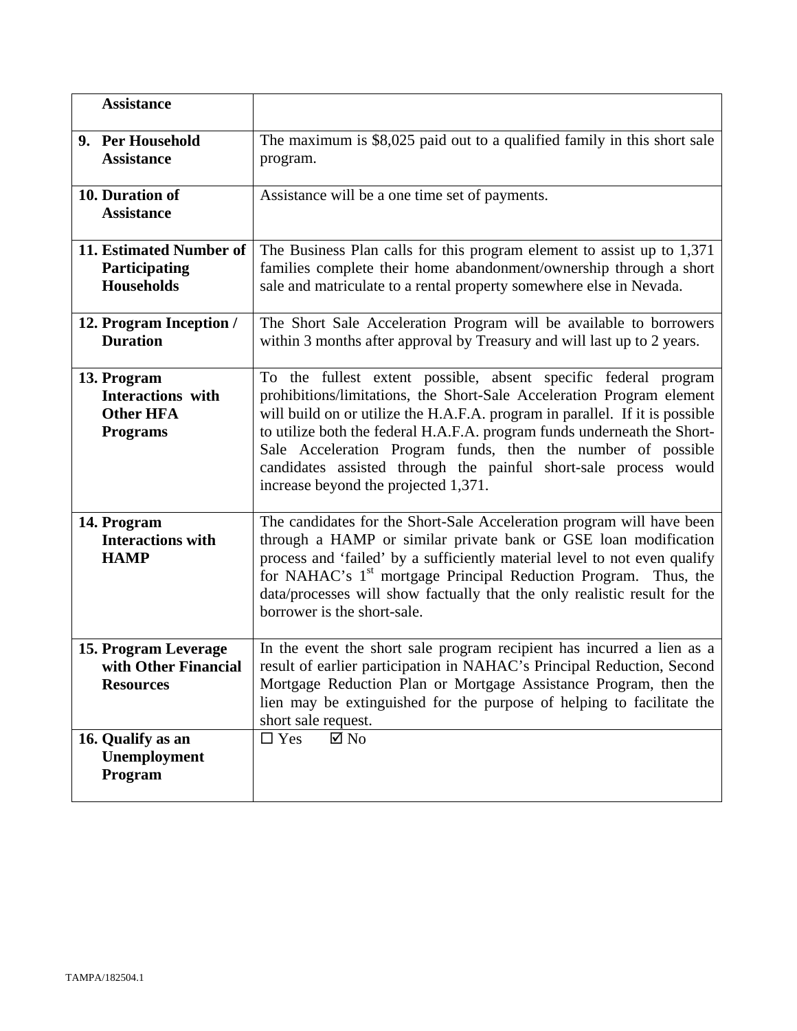| | |
|---|---|
| **Assistance** | |
| **9. Per Household Assistance** | The maximum is $8,025 paid out to a qualified family in this short sale program. |
| **10. Duration of Assistance** | Assistance will be a one time set of payments. |
| **11. Estimated Number of Participating Households** | The Business Plan calls for this program element to assist up to 1,371 families complete their home abandonment/ownership through a short sale and matriculate to a rental property somewhere else in Nevada. |
| **12. Program Inception / Duration** | The Short Sale Acceleration Program will be available to borrowers within 3 months after approval by Treasury and will last up to 2 years. |
| **13. Program Interactions with Other HFA Programs** | To the fullest extent possible, absent specific federal program prohibitions/limitations, the Short-Sale Acceleration Program element will build on or utilize the H.A.F.A. program in parallel. If it is possible to utilize both the federal H.A.F.A. program funds underneath the Short-Sale Acceleration Program funds, then the number of possible candidates assisted through the painful short-sale process would increase beyond the projected 1,371. |
| **14. Program Interactions with HAMP** | The candidates for the Short-Sale Acceleration program will have been through a HAMP or similar private bank or GSE loan modification process and 'failed' by a sufficiently material level to not even qualify for NAHAC's 1st mortgage Principal Reduction Program. Thus, the data/processes will show factually that the only realistic result for the borrower is the short-sale. |
| **15. Program Leverage with Other Financial Resources** | In the event the short sale program recipient has incurred a lien as a result of earlier participation in NAHAC's Principal Reduction, Second Mortgage Reduction Plan or Mortgage Assistance Program, then the lien may be extinguished for the purpose of helping to facilitate the short sale request. |
| **16. Qualify as an Unemployment Program** | ☐ Yes ☑ No |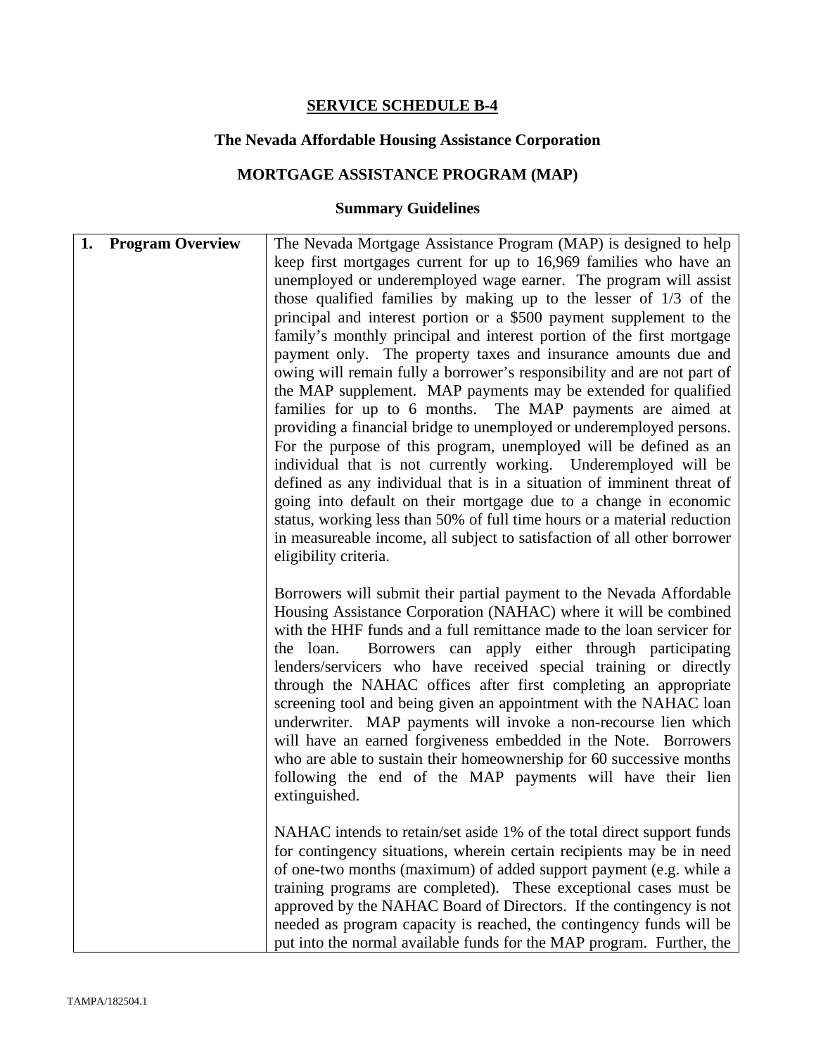**SERVICE SCHEDULE B-4**

**The Nevada Affordable Housing Assistance Corporation**

**MORTGAGE ASSISTANCE PROGRAM (MAP)**

**Summary Guidelines**

| | |
|---|---|
| **1. Program Overview** | The Nevada Mortgage Assistance Program (MAP) is designed to help keep first mortgages current for up to 16,969 families who have an unemployed or underemployed wage earner. The program will assist those qualified families by making up to the lesser of 1/3 of the principal and interest portion or a $500 payment supplement to the family's monthly principal and interest portion of the first mortgage payment only. The property taxes and insurance amounts due and owing will remain fully a borrower's responsibility and are not part of the MAP supplement. MAP payments may be extended for qualified families for up to 6 months. The MAP payments are aimed at providing a financial bridge to unemployed or underemployed persons. For the purpose of this program, unemployed will be defined as an individual that is not currently working. Underemployed will be defined as any individual that is in a situation of imminent threat of going into default on their mortgage due to a change in economic status, working less than 50% of full time hours or a material reduction in measureable income, all subject to satisfaction of all other borrower eligibility criteria.<br><br>Borrowers will submit their partial payment to the Nevada Affordable Housing Assistance Corporation (NAHAC) where it will be combined with the HHF funds and a full remittance made to the loan servicer for the loan. Borrowers can apply either through participating lenders/servicers who have received special training or directly through the NAHAC offices after first completing an appropriate screening tool and being given an appointment with the NAHAC loan underwriter. MAP payments will invoke a non-recourse lien which will have an earned forgiveness embedded in the Note. Borrowers who are able to sustain their homeownership for 60 successive months following the end of the MAP payments will have their lien extinguished.<br><br>NAHAC intends to retain/set aside 1% of the total direct support funds for contingency situations, wherein certain recipients may be in need of one-two months (maximum) of added support payment (e.g. while a training programs are completed). These exceptional cases must be approved by the NAHAC Board of Directors. If the contingency is not needed as program capacity is reached, the contingency funds will be put into the normal available funds for the MAP program. Further, the |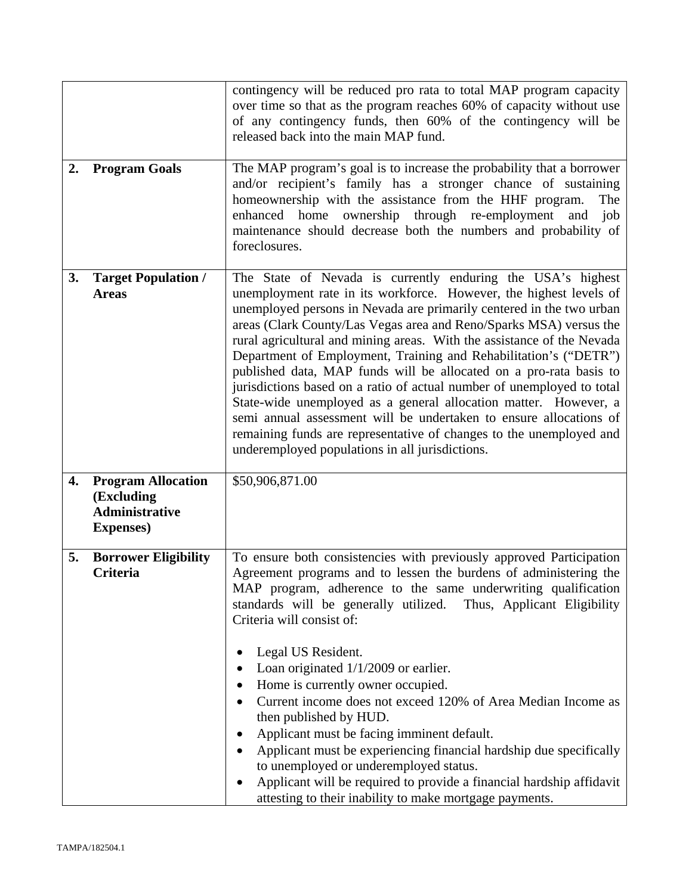| | |
|---|---|
| | contingency will be reduced pro rata to total MAP program capacity over time so that as the program reaches 60% of capacity without use of any contingency funds, then 60% of the contingency will be released back into the main MAP fund. |
| **2. Program Goals** | The MAP program's goal is to increase the probability that a borrower and/or recipient's family has a stronger chance of sustaining homeownership with the assistance from the HHF program. The enhanced home ownership through re-employment and job maintenance should decrease both the numbers and probability of foreclosures. |
| **3. Target Population / Areas** | The State of Nevada is currently enduring the USA's highest unemployment rate in its workforce. However, the highest levels of unemployed persons in Nevada are primarily centered in the two urban areas (Clark County/Las Vegas area and Reno/Sparks MSA) versus the rural agricultural and mining areas. With the assistance of the Nevada Department of Employment, Training and Rehabilitation's ("DETR") published data, MAP funds will be allocated on a pro-rata basis to jurisdictions based on a ratio of actual number of unemployed to total State-wide unemployed as a general allocation matter. However, a semi annual assessment will be undertaken to ensure allocations of remaining funds are representative of changes to the unemployed and underemployed populations in all jurisdictions. |
| **4. Program Allocation (Excluding Administrative Expenses)** | $50,906,871.00 |
| **5. Borrower Eligibility Criteria** | To ensure both consistencies with previously approved Participation Agreement programs and to lessen the burdens of administering the MAP program, adherence to the same underwriting qualification standards will be generally utilized. Thus, Applicant Eligibility Criteria will consist of:<br><br>• Legal US Resident.<br>• Loan originated 1/1/2009 or earlier.<br>• Home is currently owner occupied.<br>• Current income does not exceed 120% of Area Median Income as then published by HUD.<br>• Applicant must be facing imminent default.<br>• Applicant must be experiencing financial hardship due specifically to unemployed or underemployed status.<br>• Applicant will be required to provide a financial hardship affidavit attesting to their inability to make mortgage payments. |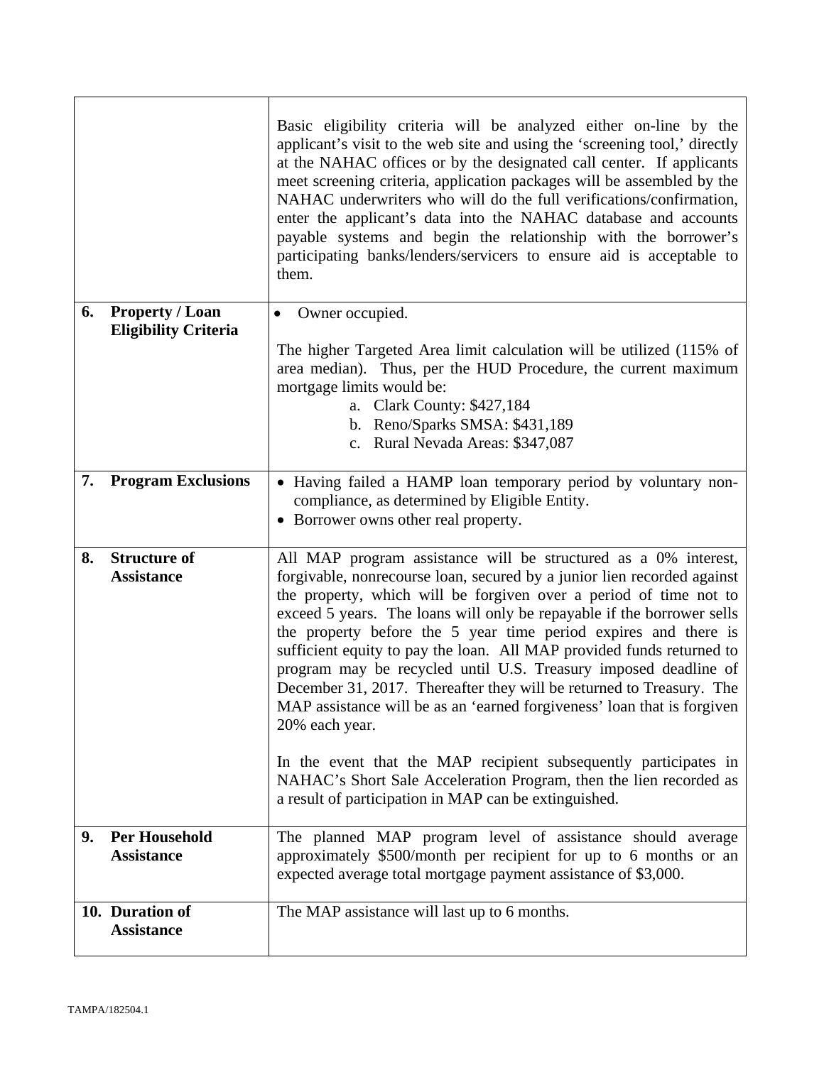| | |
|---|---|
| | Basic eligibility criteria will be analyzed either on-line by the applicant's visit to the web site and using the 'screening tool,' directly at the NAHAC offices or by the designated call center. If applicants meet screening criteria, application packages will be assembled by the NAHAC underwriters who will do the full verifications/confirmation, enter the applicant's data into the NAHAC database and accounts payable systems and begin the relationship with the borrower's participating banks/lenders/servicers to ensure aid is acceptable to them. |
| **6. Property / Loan Eligibility Criteria** | • Owner occupied.<br><br>The higher Targeted Area limit calculation will be utilized (115% of area median). Thus, per the HUD Procedure, the current maximum mortgage limits would be:<br>a. Clark County: $427,184<br>b. Reno/Sparks SMSA: $431,189<br>c. Rural Nevada Areas: $347,087 |
| **7. Program Exclusions** | • Having failed a HAMP loan temporary period by voluntary non-compliance, as determined by Eligible Entity.<br>• Borrower owns other real property. |
| **8. Structure of Assistance** | All MAP program assistance will be structured as a 0% interest, forgivable, nonrecourse loan, secured by a junior lien recorded against the property, which will be forgiven over a period of time not to exceed 5 years. The loans will only be repayable if the borrower sells the property before the 5 year time period expires and there is sufficient equity to pay the loan. All MAP provided funds returned to program may be recycled until U.S. Treasury imposed deadline of December 31, 2017. Thereafter they will be returned to Treasury. The MAP assistance will be as an 'earned forgiveness' loan that is forgiven 20% each year.<br><br>In the event that the MAP recipient subsequently participates in NAHAC's Short Sale Acceleration Program, then the lien recorded as a result of participation in MAP can be extinguished. |
| **9. Per Household Assistance** | The planned MAP program level of assistance should average approximately $500/month per recipient for up to 6 months or an expected average total mortgage payment assistance of $3,000. |
| **10. Duration of Assistance** | The MAP assistance will last up to 6 months. |

TAMPA/182504.1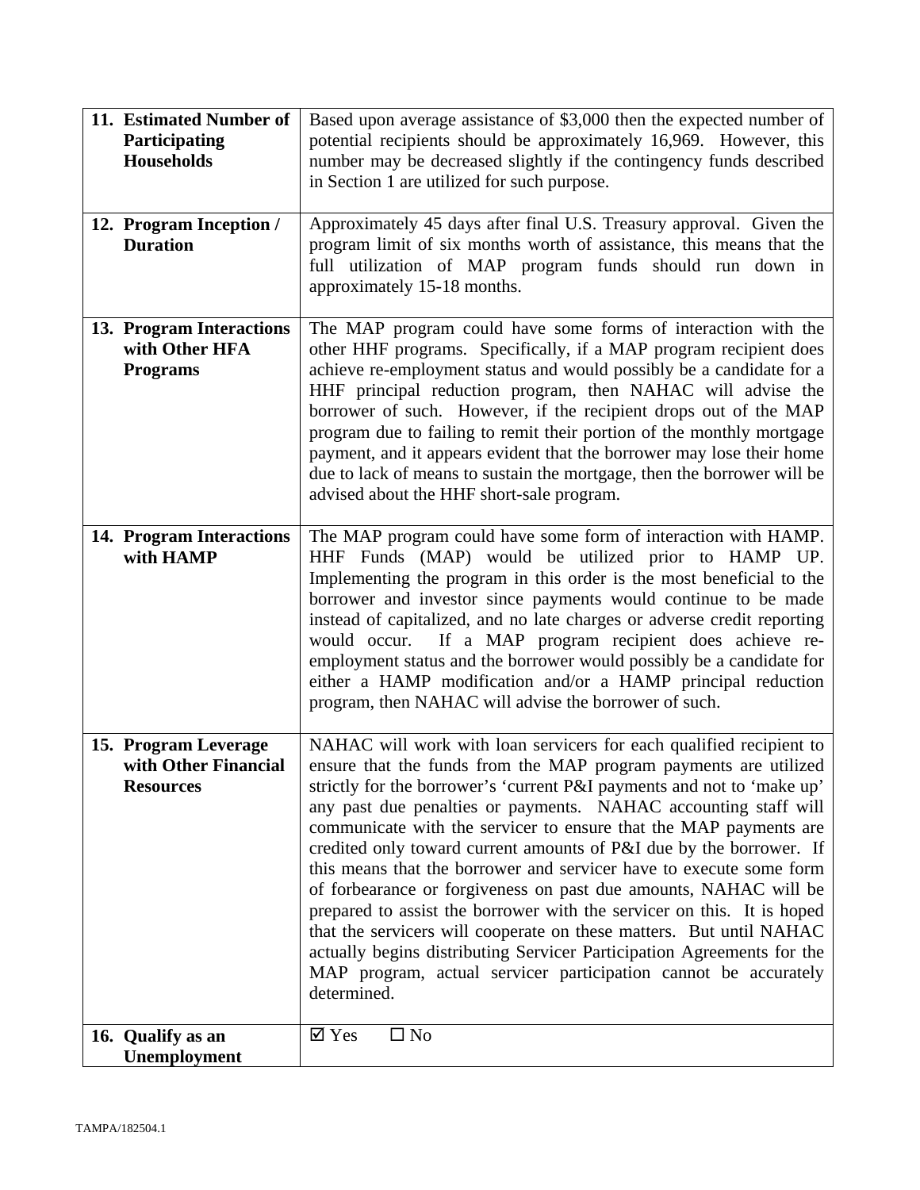| | |
|---|---|
| **11. Estimated Number of Participating Households** | Based upon average assistance of $3,000 then the expected number of potential recipients should be approximately 16,969. However, this number may be decreased slightly if the contingency funds described in Section 1 are utilized for such purpose. |
| **12. Program Inception / Duration** | Approximately 45 days after final U.S. Treasury approval. Given the program limit of six months worth of assistance, this means that the full utilization of MAP program funds should run down in approximately 15-18 months. |
| **13. Program Interactions with Other HFA Programs** | The MAP program could have some forms of interaction with the other HHF programs. Specifically, if a MAP program recipient does achieve re-employment status and would possibly be a candidate for a HHF principal reduction program, then NAHAC will advise the borrower of such. However, if the recipient drops out of the MAP program due to failing to remit their portion of the monthly mortgage payment, and it appears evident that the borrower may lose their home due to lack of means to sustain the mortgage, then the borrower will be advised about the HHF short-sale program. |
| **14. Program Interactions with HAMP** | The MAP program could have some form of interaction with HAMP. HHF Funds (MAP) would be utilized prior to HAMP UP. Implementing the program in this order is the most beneficial to the borrower and investor since payments would continue to be made instead of capitalized, and no late charges or adverse credit reporting would occur. If a MAP program recipient does achieve re-employment status and the borrower would possibly be a candidate for either a HAMP modification and/or a HAMP principal reduction program, then NAHAC will advise the borrower of such. |
| **15. Program Leverage with Other Financial Resources** | NAHAC will work with loan servicers for each qualified recipient to ensure that the funds from the MAP program payments are utilized strictly for the borrower's 'current P&I payments and not to 'make up' any past due penalties or payments. NAHAC accounting staff will communicate with the servicer to ensure that the MAP payments are credited only toward current amounts of P&I due by the borrower. If this means that the borrower and servicer have to execute some form of forbearance or forgiveness on past due amounts, NAHAC will be prepared to assist the borrower with the servicer on this. It is hoped that the servicers will cooperate on these matters. But until NAHAC actually begins distributing Servicer Participation Agreements for the MAP program, actual servicer participation cannot be accurately determined. |
| **16. Qualify as an Unemployment** | ☑ Yes ☐ No |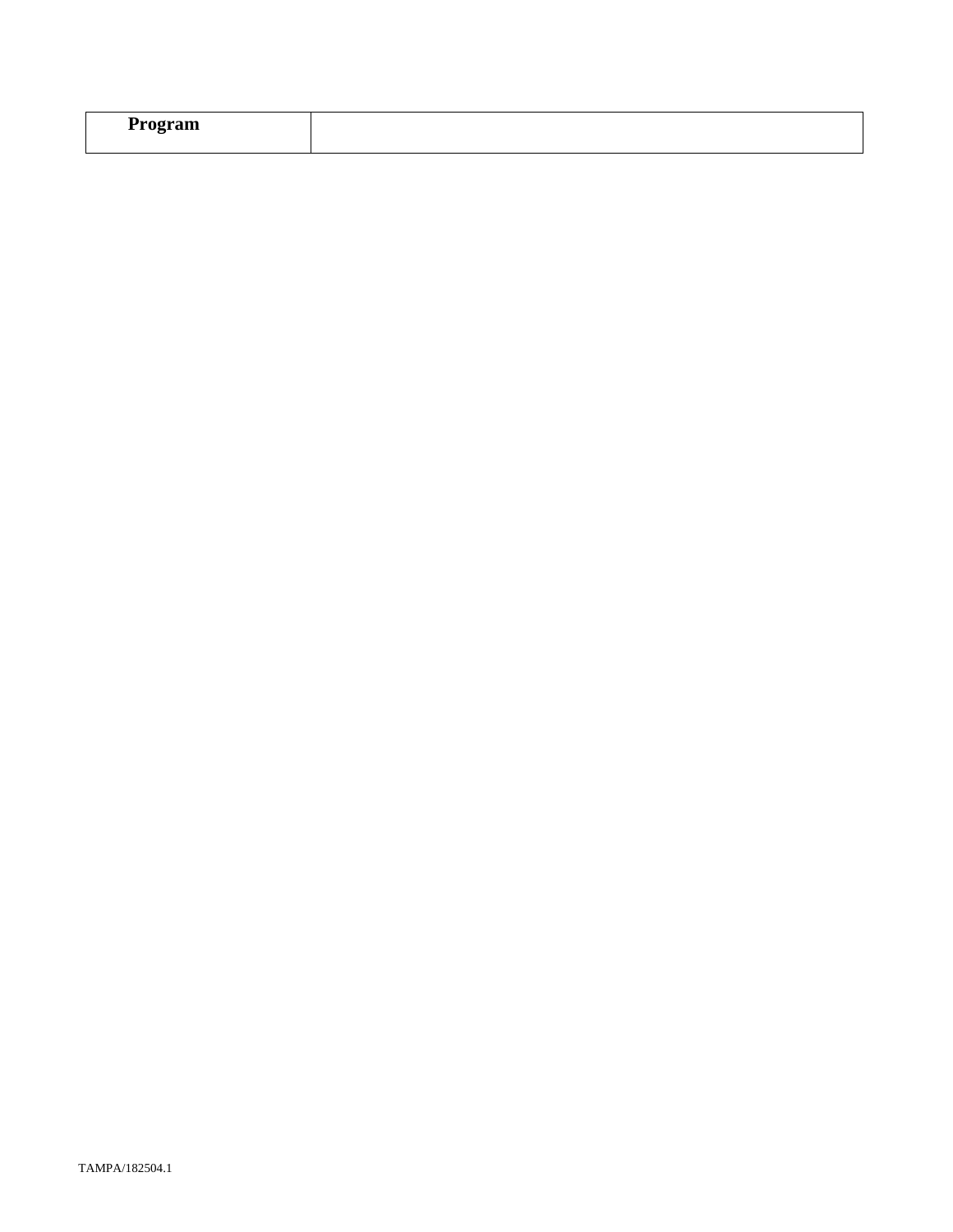| | |
|---|---|
| **Program** | |